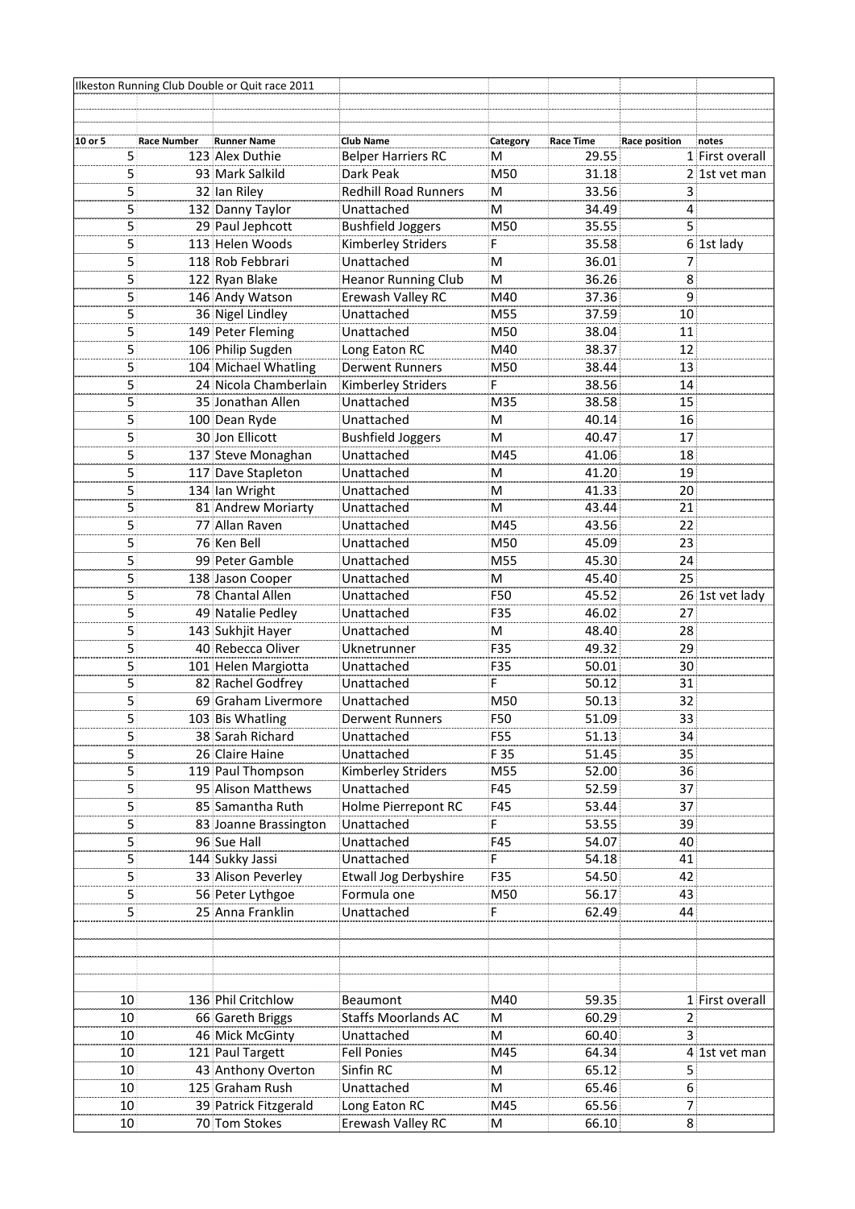# Ilkeston Running Club Double or Quit race 2011

| 10 or 5 | Race Number | Runner Name | Club Name | Category | Race Time | Race position | notes |
|---|---|---|---|---|---|---|---|
| 5 | 123 | Alex Duthie | Belper Harriers RC | M | 29.55 | 1 | First overall |
| 5 | 93 | Mark Salkild | Dark Peak | M50 | 31.18 | 2 | 1st vet man |
| 5 | 32 | Ian Riley | Redhill Road Runners | M | 33.56 | 3 | |
| 5 | 132 | Danny Taylor | Unattached | M | 34.49 | 4 | |
| 5 | 29 | Paul Jephcott | Bushfield Joggers | M50 | 35.55 | 5 | |
| 5 | 113 | Helen Woods | Kimberley Striders | F | 35.58 | 6 | 1st lady |
| 5 | 118 | Rob Febbrari | Unattached | M | 36.01 | 7 | |
| 5 | 122 | Ryan Blake | Heanor Running Club | M | 36.26 | 8 | |
| 5 | 146 | Andy Watson | Erewash Valley RC | M40 | 37.36 | 9 | |
| 5 | 36 | Nigel Lindley | Unattached | M55 | 37.59 | 10 | |
| 5 | 149 | Peter Fleming | Unattached | M50 | 38.04 | 11 | |
| 5 | 106 | Philip Sugden | Long Eaton RC | M40 | 38.37 | 12 | |
| 5 | 104 | Michael Whatling | Derwent Runners | M50 | 38.44 | 13 | |
| 5 | 24 | Nicola Chamberlain | Kimberley Striders | F | 38.56 | 14 | |
| 5 | 35 | Jonathan Allen | Unattached | M35 | 38.58 | 15 | |
| 5 | 100 | Dean Ryde | Unattached | M | 40.14 | 16 | |
| 5 | 30 | Jon Ellicott | Bushfield Joggers | M | 40.47 | 17 | |
| 5 | 137 | Steve Monaghan | Unattached | M45 | 41.06 | 18 | |
| 5 | 117 | Dave Stapleton | Unattached | M | 41.20 | 19 | |
| 5 | 134 | Ian Wright | Unattached | M | 41.33 | 20 | |
| 5 | 81 | Andrew Moriarty | Unattached | M | 43.44 | 21 | |
| 5 | 77 | Allan Raven | Unattached | M45 | 43.56 | 22 | |
| 5 | 76 | Ken Bell | Unattached | M50 | 45.09 | 23 | |
| 5 | 99 | Peter Gamble | Unattached | M55 | 45.30 | 24 | |
| 5 | 138 | Jason Cooper | Unattached | M | 45.40 | 25 | |
| 5 | 78 | Chantal Allen | Unattached | F50 | 45.52 | 26 | 1st vet lady |
| 5 | 49 | Natalie Pedley | Unattached | F35 | 46.02 | 27 | |
| 5 | 143 | Sukhjit Hayer | Unattached | M | 48.40 | 28 | |
| 5 | 40 | Rebecca Oliver | Uknetrunner | F35 | 49.32 | 29 | |
| 5 | 101 | Helen Margiotta | Unattached | F35 | 50.01 | 30 | |
| 5 | 82 | Rachel Godfrey | Unattached | F | 50.12 | 31 | |
| 5 | 69 | Graham Livermore | Unattached | M50 | 50.13 | 32 | |
| 5 | 103 | Bis Whatling | Derwent Runners | F50 | 51.09 | 33 | |
| 5 | 38 | Sarah Richard | Unattached | F55 | 51.13 | 34 | |
| 5 | 26 | Claire Haine | Unattached | F 35 | 51.45 | 35 | |
| 5 | 119 | Paul Thompson | Kimberley Striders | M55 | 52.00 | 36 | |
| 5 | 95 | Alison Matthews | Unattached | F45 | 52.59 | 37 | |
| 5 | 85 | Samantha Ruth | Holme Pierrepont RC | F45 | 53.44 | 37 | |
| 5 | 83 | Joanne Brassington | Unattached | F | 53.55 | 39 | |
| 5 | 96 | Sue Hall | Unattached | F45 | 54.07 | 40 | |
| 5 | 144 | Sukky Jassi | Unattached | F | 54.18 | 41 | |
| 5 | 33 | Alison Peverley | Etwall Jog Derbyshire | F35 | 54.50 | 42 | |
| 5 | 56 | Peter Lythgoe | Formula one | M50 | 56.17 | 43 | |
| 5 | 25 | Anna Franklin | Unattached | F | 62.49 | 44 | |
| | | | | | | | |
| 10 | 136 | Phil Critchlow | Beaumont | M40 | 59.35 | 1 | First overall |
| 10 | 66 | Gareth Briggs | Staffs Moorlands AC | M | 60.29 | 2 | |
| 10 | 46 | Mick McGinty | Unattached | M | 60.40 | 3 | |
| 10 | 121 | Paul Targett | Fell Ponies | M45 | 64.34 | 4 | 1st vet man |
| 10 | 43 | Anthony Overton | Sinfin RC | M | 65.12 | 5 | |
| 10 | 125 | Graham Rush | Unattached | M | 65.46 | 6 | |
| 10 | 39 | Patrick Fitzgerald | Long Eaton RC | M45 | 65.56 | 7 | |
| 10 | 70 | Tom Stokes | Erewash Valley RC | M | 66.10 | 8 | |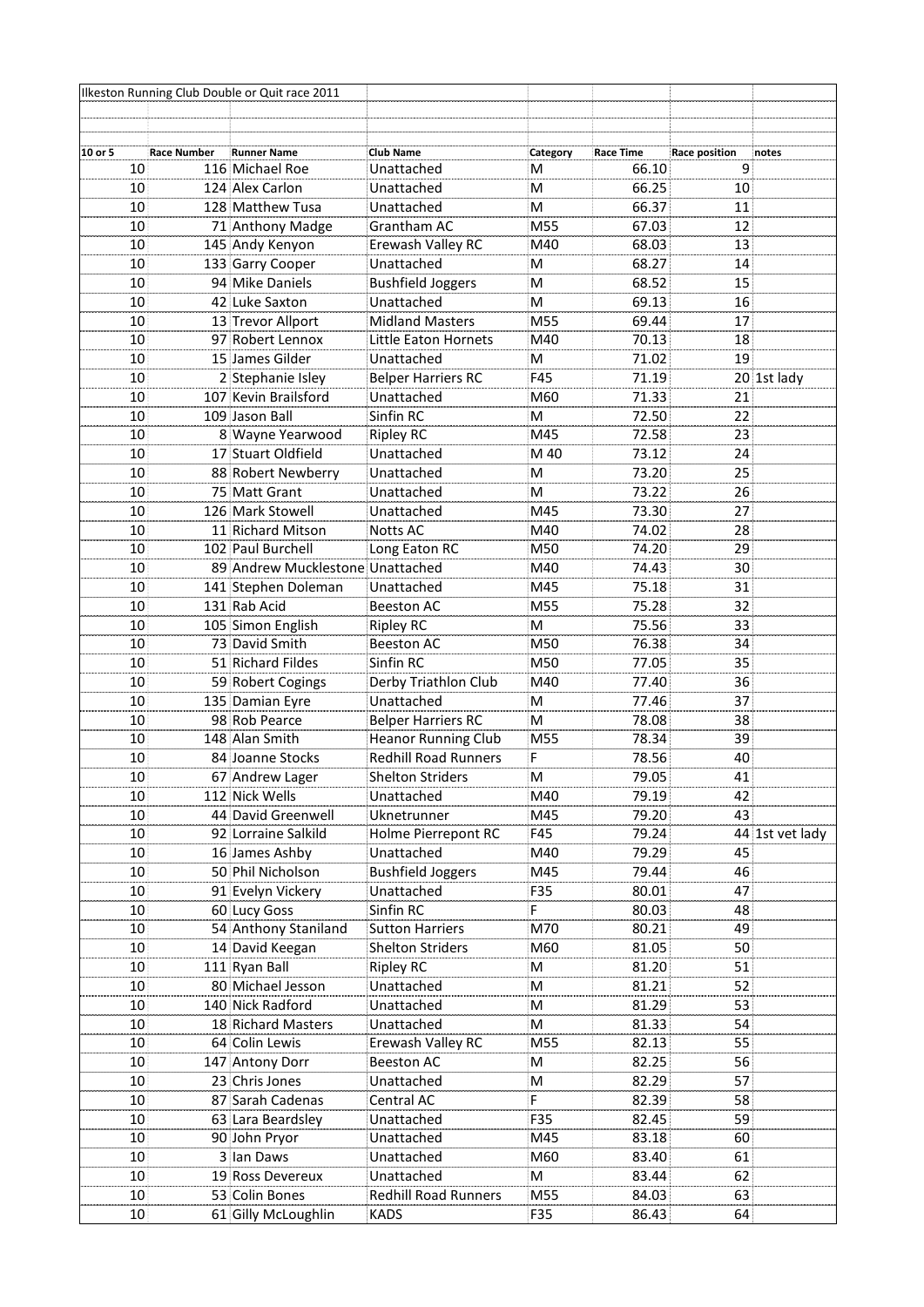Ilkeston Running Club Double or Quit race 2011

| 10 or 5 | Race Number | Runner Name | Club Name | Category | Race Time | Race position | notes |
|---|---|---|---|---|---|---|---|
| 10 | 116 | Michael Roe | Unattached | M | 66.10 | 9 | |
| 10 | 124 | Alex Carlon | Unattached | M | 66.25 | 10 | |
| 10 | 128 | Matthew Tusa | Unattached | M | 66.37 | 11 | |
| 10 | 71 | Anthony Madge | Grantham AC | M55 | 67.03 | 12 | |
| 10 | 145 | Andy Kenyon | Erewash Valley RC | M40 | 68.03 | 13 | |
| 10 | 133 | Garry Cooper | Unattached | M | 68.27 | 14 | |
| 10 | 94 | Mike Daniels | Bushfield Joggers | M | 68.52 | 15 | |
| 10 | 42 | Luke Saxton | Unattached | M | 69.13 | 16 | |
| 10 | 13 | Trevor Allport | Midland Masters | M55 | 69.44 | 17 | |
| 10 | 97 | Robert Lennox | Little Eaton Hornets | M40 | 70.13 | 18 | |
| 10 | 15 | James Gilder | Unattached | M | 71.02 | 19 | |
| 10 | 2 | Stephanie Isley | Belper Harriers RC | F45 | 71.19 | 20 | 1st lady |
| 10 | 107 | Kevin Brailsford | Unattached | M60 | 71.33 | 21 | |
| 10 | 109 | Jason Ball | Sinfin RC | M | 72.50 | 22 | |
| 10 | 8 | Wayne Yearwood | Ripley RC | M45 | 72.58 | 23 | |
| 10 | 17 | Stuart Oldfield | Unattached | M 40 | 73.12 | 24 | |
| 10 | 88 | Robert Newberry | Unattached | M | 73.20 | 25 | |
| 10 | 75 | Matt Grant | Unattached | M | 73.22 | 26 | |
| 10 | 126 | Mark Stowell | Unattached | M45 | 73.30 | 27 | |
| 10 | 11 | Richard Mitson | Notts AC | M40 | 74.02 | 28 | |
| 10 | 102 | Paul Burchell | Long Eaton RC | M50 | 74.20 | 29 | |
| 10 | 89 | Andrew Mucklestone | Unattached | M40 | 74.43 | 30 | |
| 10 | 141 | Stephen Doleman | Unattached | M45 | 75.18 | 31 | |
| 10 | 131 | Rab Acid | Beeston AC | M55 | 75.28 | 32 | |
| 10 | 105 | Simon English | Ripley RC | M | 75.56 | 33 | |
| 10 | 73 | David Smith | Beeston AC | M50 | 76.38 | 34 | |
| 10 | 51 | Richard Fildes | Sinfin RC | M50 | 77.05 | 35 | |
| 10 | 59 | Robert Cogings | Derby Triathlon Club | M40 | 77.40 | 36 | |
| 10 | 135 | Damian Eyre | Unattached | M | 77.46 | 37 | |
| 10 | 98 | Rob Pearce | Belper Harriers RC | M | 78.08 | 38 | |
| 10 | 148 | Alan Smith | Heanor Running Club | M55 | 78.34 | 39 | |
| 10 | 84 | Joanne Stocks | Redhill Road Runners | F | 78.56 | 40 | |
| 10 | 67 | Andrew Lager | Shelton Striders | M | 79.05 | 41 | |
| 10 | 112 | Nick Wells | Unattached | M40 | 79.19 | 42 | |
| 10 | 44 | David Greenwell | Uknetrunner | M45 | 79.20 | 43 | |
| 10 | 92 | Lorraine Salkild | Holme Pierrepont RC | F45 | 79.24 | 44 | 1st vet lady |
| 10 | 16 | James Ashby | Unattached | M40 | 79.29 | 45 | |
| 10 | 50 | Phil Nicholson | Bushfield Joggers | M45 | 79.44 | 46 | |
| 10 | 91 | Evelyn Vickery | Unattached | F35 | 80.01 | 47 | |
| 10 | 60 | Lucy Goss | Sinfin RC | F | 80.03 | 48 | |
| 10 | 54 | Anthony Staniland | Sutton Harriers | M70 | 80.21 | 49 | |
| 10 | 14 | David Keegan | Shelton Striders | M60 | 81.05 | 50 | |
| 10 | 111 | Ryan Ball | Ripley RC | M | 81.20 | 51 | |
| 10 | 80 | Michael Jesson | Unattached | M | 81.21 | 52 | |
| 10 | 140 | Nick Radford | Unattached | M | 81.29 | 53 | |
| 10 | 18 | Richard Masters | Unattached | M | 81.33 | 54 | |
| 10 | 64 | Colin Lewis | Erewash Valley RC | M55 | 82.13 | 55 | |
| 10 | 147 | Antony Dorr | Beeston AC | M | 82.25 | 56 | |
| 10 | 23 | Chris Jones | Unattached | M | 82.29 | 57 | |
| 10 | 87 | Sarah Cadenas | Central AC | F | 82.39 | 58 | |
| 10 | 63 | Lara Beardsley | Unattached | F35 | 82.45 | 59 | |
| 10 | 90 | John Pryor | Unattached | M45 | 83.18 | 60 | |
| 10 | 3 | Ian Daws | Unattached | M60 | 83.40 | 61 | |
| 10 | 19 | Ross Devereux | Unattached | M | 83.44 | 62 | |
| 10 | 53 | Colin Bones | Redhill Road Runners | M55 | 84.03 | 63 | |
| 10 | 61 | Gilly McLoughlin | KADS | F35 | 86.43 | 64 | |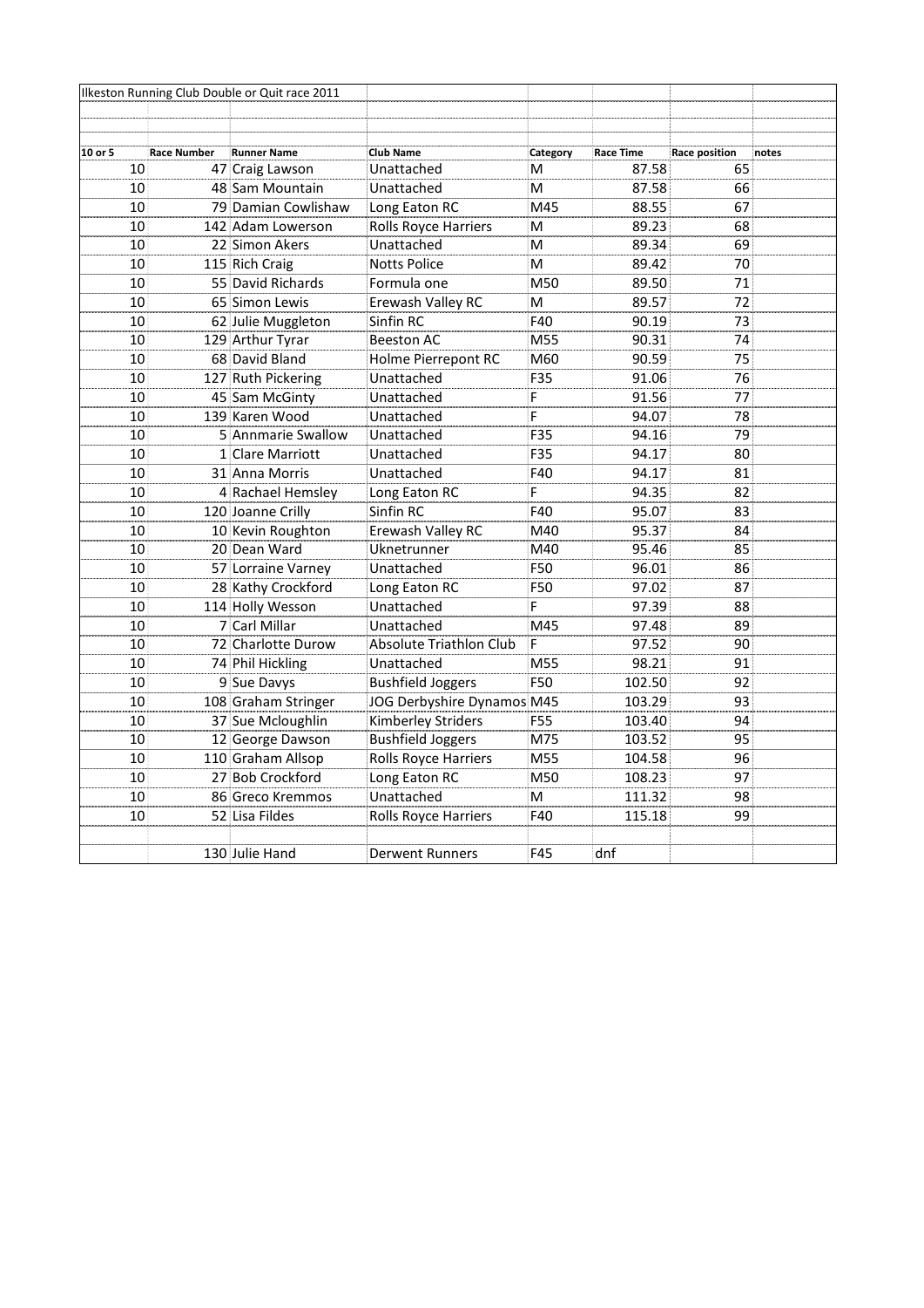Ilkeston Running Club Double or Quit race 2011

| 10 or 5 | Race Number | Runner Name | Club Name | Category | Race Time | Race position | notes |
|---|---|---|---|---|---|---|---|
| 10 | 47 | Craig Lawson | Unattached | M | 87.58 | 65 | |
| 10 | 48 | Sam Mountain | Unattached | M | 87.58 | 66 | |
| 10 | 79 | Damian Cowlishaw | Long Eaton RC | M45 | 88.55 | 67 | |
| 10 | 142 | Adam Lowerson | Rolls Royce Harriers | M | 89.23 | 68 | |
| 10 | 22 | Simon Akers | Unattached | M | 89.34 | 69 | |
| 10 | 115 | Rich Craig | Notts Police | M | 89.42 | 70 | |
| 10 | 55 | David Richards | Formula one | M50 | 89.50 | 71 | |
| 10 | 65 | Simon Lewis | Erewash Valley RC | M | 89.57 | 72 | |
| 10 | 62 | Julie Muggleton | Sinfin RC | F40 | 90.19 | 73 | |
| 10 | 129 | Arthur Tyrar | Beeston AC | M55 | 90.31 | 74 | |
| 10 | 68 | David Bland | Holme Pierrepont RC | M60 | 90.59 | 75 | |
| 10 | 127 | Ruth Pickering | Unattached | F35 | 91.06 | 76 | |
| 10 | 45 | Sam McGinty | Unattached | F | 91.56 | 77 | |
| 10 | 139 | Karen Wood | Unattached | F | 94.07 | 78 | |
| 10 | 5 | Annmarie Swallow | Unattached | F35 | 94.16 | 79 | |
| 10 | 1 | Clare Marriott | Unattached | F35 | 94.17 | 80 | |
| 10 | 31 | Anna Morris | Unattached | F40 | 94.17 | 81 | |
| 10 | 4 | Rachael Hemsley | Long Eaton RC | F | 94.35 | 82 | |
| 10 | 120 | Joanne Crilly | Sinfin RC | F40 | 95.07 | 83 | |
| 10 | 10 | Kevin Roughton | Erewash Valley RC | M40 | 95.37 | 84 | |
| 10 | 20 | Dean Ward | Uknetrunner | M40 | 95.46 | 85 | |
| 10 | 57 | Lorraine Varney | Unattached | F50 | 96.01 | 86 | |
| 10 | 28 | Kathy Crockford | Long Eaton RC | F50 | 97.02 | 87 | |
| 10 | 114 | Holly Wesson | Unattached | F | 97.39 | 88 | |
| 10 | 7 | Carl Millar | Unattached | M45 | 97.48 | 89 | |
| 10 | 72 | Charlotte Durow | Absolute Triathlon Club | F | 97.52 | 90 | |
| 10 | 74 | Phil Hickling | Unattached | M55 | 98.21 | 91 | |
| 10 | 9 | Sue Davys | Bushfield Joggers | F50 | 102.50 | 92 | |
| 10 | 108 | Graham Stringer | JOG Derbyshire Dynamos | M45 | 103.29 | 93 | |
| 10 | 37 | Sue Mcloughlin | Kimberley Striders | F55 | 103.40 | 94 | |
| 10 | 12 | George Dawson | Bushfield Joggers | M75 | 103.52 | 95 | |
| 10 | 110 | Graham Allsop | Rolls Royce Harriers | M55 | 104.58 | 96 | |
| 10 | 27 | Bob Crockford | Long Eaton RC | M50 | 108.23 | 97 | |
| 10 | 86 | Greco Kremmos | Unattached | M | 111.32 | 98 | |
| 10 | 52 | Lisa Fildes | Rolls Royce Harriers | F40 | 115.18 | 99 | |
| | | | | | | | |
| | 130 | Julie Hand | Derwent Runners | F45 | dnf | | |